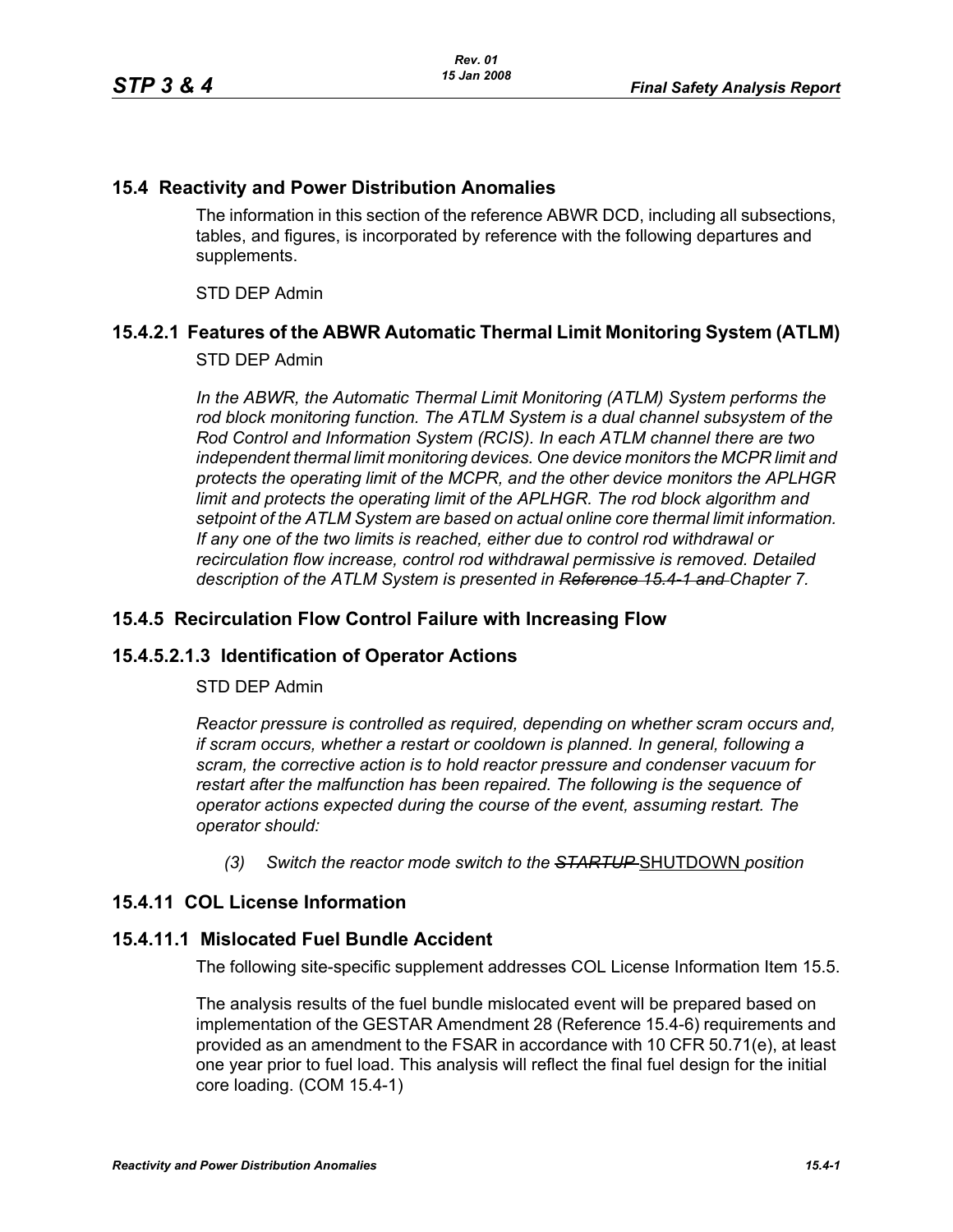## 15.4 Reactivity and Power Distribution Anomalies

The information in this section of the reference ABWR DCD, including all subsections, tables, and figures, is incorporated by reference with the following departures and supplements.

STD DEP Admin

### 15.4.2.1 Features of the ABWR Automatic Thermal Limit Monitoring System (ATLM)

STD DEP Admin

*In the ABWR, the Automatic Thermal Limit Monitoring (ATLM) System performs the rod block monitoring function. The ATLM System is a dual channel subsystem of the Rod Control and Information System (RCIS). In each ATLM channel there are two independent thermal limit monitoring devices. One device monitors the MCPR limit and protects the operating limit of the MCPR, and the other device monitors the APLHGR limit and protects the operating limit of the APLHGR. The rod block algorithm and setpoint of the ATLM System are based on actual online core thermal limit information. If any one of the two limits is reached, either due to control rod withdrawal or recirculation flow increase, control rod withdrawal permissive is removed. Detailed description of the ATLM System is presented in ~~Reference 15.4-1 and~~ Chapter 7.*

### 15.4.5 Recirculation Flow Control Failure with Increasing Flow

### 15.4.5.2.1.3 Identification of Operator Actions

STD DEP Admin

*Reactor pressure is controlled as required, depending on whether scram occurs and, if scram occurs, whether a restart or cooldown is planned. In general, following a scram, the corrective action is to hold reactor pressure and condenser vacuum for restart after the malfunction has been repaired. The following is the sequence of operator actions expected during the course of the event, assuming restart. The operator should:*

> *(3) Switch the reactor mode switch to the ~~STARTUP~~* <u>SHUTDOWN</u> *position*

### 15.4.11 COL License Information

### 15.4.11.1 Mislocated Fuel Bundle Accident

The following site-specific supplement addresses COL License Information Item 15.5.

The analysis results of the fuel bundle mislocated event will be prepared based on implementation of the GESTAR Amendment 28 (Reference 15.4-6) requirements and provided as an amendment to the FSAR in accordance with 10 CFR 50.71(e), at least one year prior to fuel load. This analysis will reflect the final fuel design for the initial core loading. (COM 15.4-1)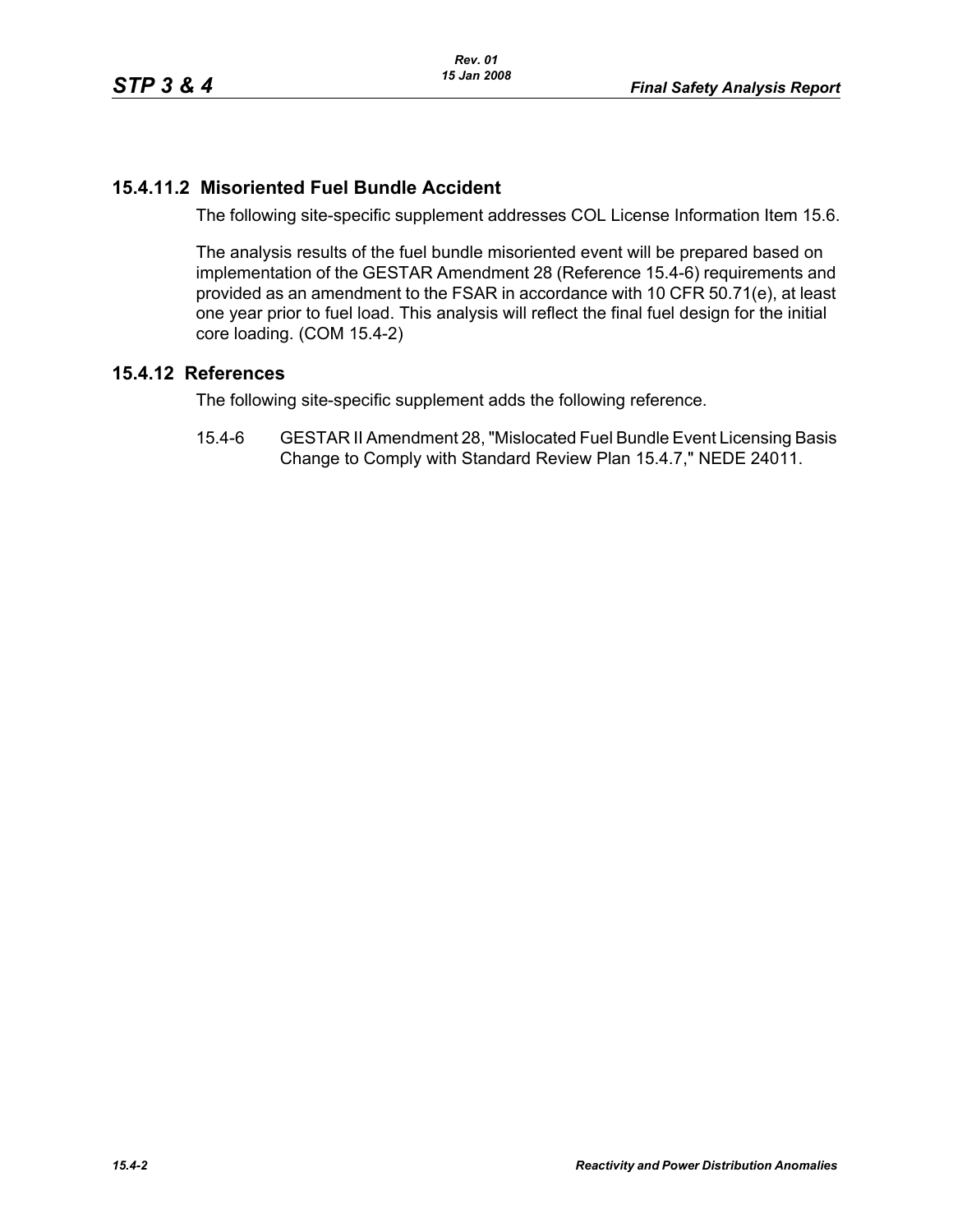### 15.4.11.2 Misoriented Fuel Bundle Accident

The following site-specific supplement addresses COL License Information Item 15.6.

The analysis results of the fuel bundle misoriented event will be prepared based on implementation of the GESTAR Amendment 28 (Reference 15.4-6) requirements and provided as an amendment to the FSAR in accordance with 10 CFR 50.71(e), at least one year prior to fuel load. This analysis will reflect the final fuel design for the initial core loading. (COM 15.4-2)

## 15.4.12 References

The following site-specific supplement adds the following reference.

15.4-6 GESTAR II Amendment 28, "Mislocated Fuel Bundle Event Licensing Basis Change to Comply with Standard Review Plan 15.4.7," NEDE 24011.